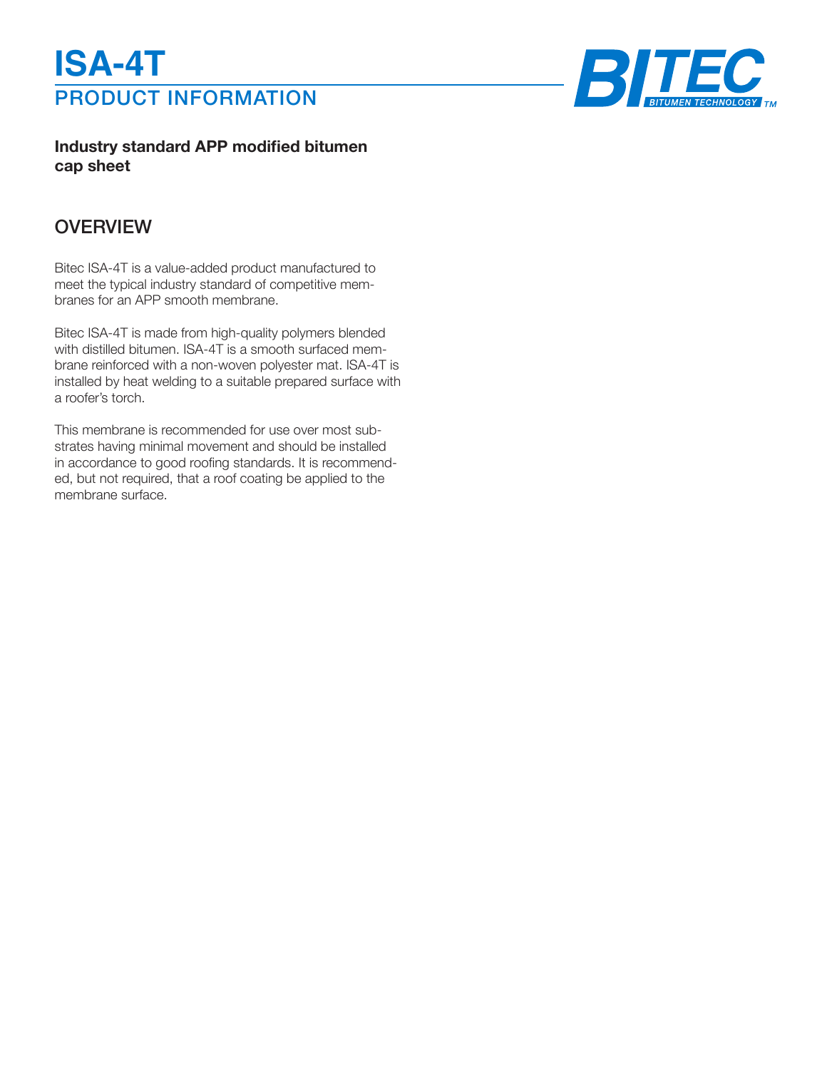# ISA-4T

## PRODUCT INFORMATION

**Industry standard APP modified bitumen cap sheet**

## OVERVIEW

Bitec ISA-4T is a value-added product manufactured to meet the typical industry standard of competitive membranes for an APP smooth membrane.

Bitec ISA-4T is made from high-quality polymers blended with distilled bitumen. ISA-4T is a smooth surfaced membrane reinforced with a non-woven polyester mat. ISA-4T is installed by heat welding to a suitable prepared surface with a roofer's torch.

This membrane is recommended for use over most substrates having minimal movement and should be installed in accordance to good roofing standards. It is recommended, but not required, that a roof coating be applied to the membrane surface.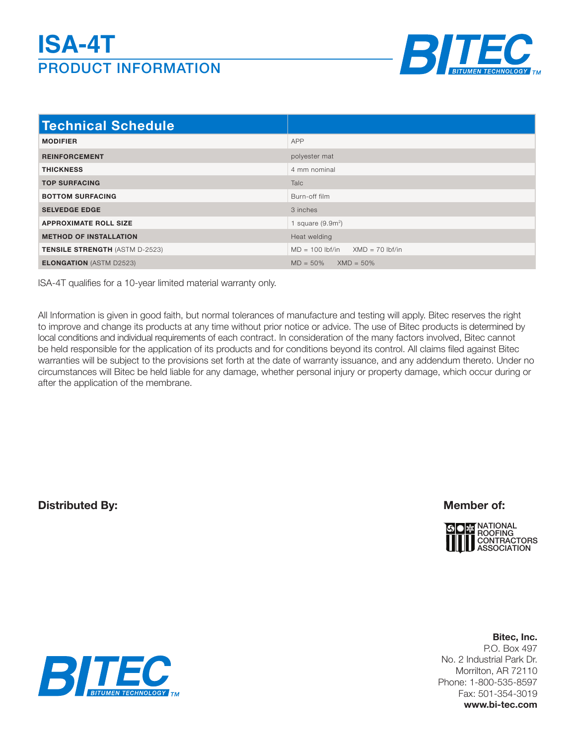# ISA-4T

## PRODUCT INFORMATION

BITEC BITUMEN TECHNOLOGY TM

| Technical Schedule | |
|---|---|
| **MODIFIER** | APP |
| **REINFORCEMENT** | polyester mat |
| **THICKNESS** | 4 mm nominal |
| **TOP SURFACING** | Talc |
| **BOTTOM SURFACING** | Burn-off film |
| **SELVEDGE EDGE** | 3 inches |
| **APPROXIMATE ROLL SIZE** | 1 square (9.9m$^2$) |
| **METHOD OF INSTALLATION** | Heat welding |
| **TENSILE STRENGTH** (ASTM D-2523) | MD = 100 lbf/in XMD = 70 lbf/in |
| **ELONGATION** (ASTM D2523) | MD = 50% XMD = 50% |

ISA-4T qualifies for a 10-year limited material warranty only.

All Information is given in good faith, but normal tolerances of manufacture and testing will apply. Bitec reserves the right to improve and change its products at any time without prior notice or advice. The use of Bitec products is determined by local conditions and individual requirements of each contract. In consideration of the many factors involved, Bitec cannot be held responsible for the application of its products and for conditions beyond its control. All claims filed against Bitec warranties will be subject to the provisions set forth at the date of warranty issuance, and any addendum thereto. Under no circumstances will Bitec be held liable for any damage, whether personal injury or property damage, which occur during or after the application of the membrane.

**Distributed By:**

**Member of:**

NATIONAL ROOFING CONTRACTORS ASSOCIATION

BITEC BITUMEN TECHNOLOGY TM

**Bitec, Inc.**
P.O. Box 497
No. 2 Industrial Park Dr.
Morrilton, AR 72110
Phone: 1-800-535-8597
Fax: 501-354-3019
**www.bi-tec.com**